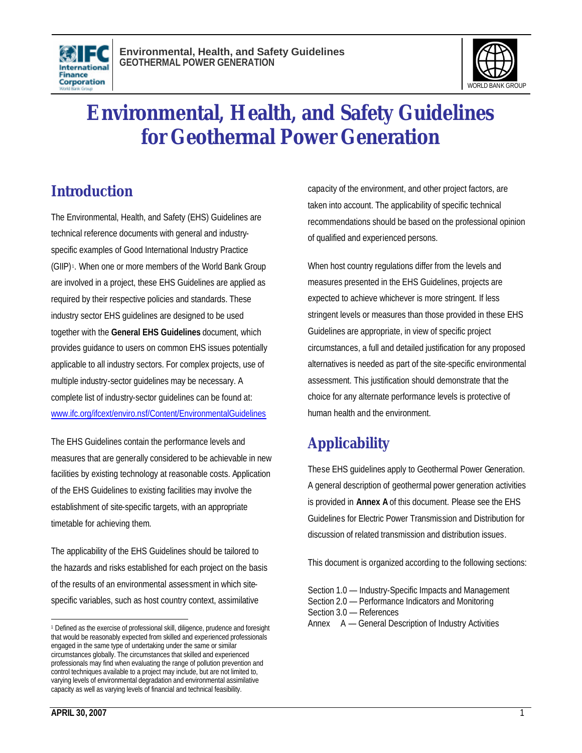# Environmental, Health, and Safety Guidelines for Geothermal Power Generation

## Introduction

The Environmental, Health, and Safety (EHS) Guidelines are technical reference documents with general and industry-specific examples of Good International Industry Practice (GIIP)[1]. When one or more members of the World Bank Group are involved in a project, these EHS Guidelines are applied as required by their respective policies and standards. These industry sector EHS guidelines are designed to be used together with the **General EHS Guidelines** document, which provides guidance to users on common EHS issues potentially applicable to all industry sectors. For complex projects, use of multiple industry-sector guidelines may be necessary. A complete list of industry-sector guidelines can be found at: www.ifc.org/ifcext/enviro.nsf/Content/EnvironmentalGuidelines

The EHS Guidelines contain the performance levels and measures that are generally considered to be achievable in new facilities by existing technology at reasonable costs. Application of the EHS Guidelines to existing facilities may involve the establishment of site-specific targets, with an appropriate timetable for achieving them.

The applicability of the EHS Guidelines should be tailored to the hazards and risks established for each project on the basis of the results of an environmental assessment in which site-specific variables, such as host country context, assimilative capacity of the environment, and other project factors, are taken into account. The applicability of specific technical recommendations should be based on the professional opinion of qualified and experienced persons.

When host country regulations differ from the levels and measures presented in the EHS Guidelines, projects are expected to achieve whichever is more stringent. If less stringent levels or measures than those provided in these EHS Guidelines are appropriate, in view of specific project circumstances, a full and detailed justification for any proposed alternatives is needed as part of the site-specific environmental assessment. This justification should demonstrate that the choice for any alternate performance levels is protective of human health and the environment.

## Applicability

These EHS guidelines apply to Geothermal Power Generation. A general description of geothermal power generation activities is provided in **Annex A** of this document. Please see the EHS Guidelines for Electric Power Transmission and Distribution for discussion of related transmission and distribution issues.

This document is organized according to the following sections:

Section 1.0 — Industry-Specific Impacts and Management
Section 2.0 — Performance Indicators and Monitoring
Section 3.0 — References
Annex A — General Description of Industry Activities

[1] Defined as the exercise of professional skill, diligence, prudence and foresight that would be reasonably expected from skilled and experienced professionals engaged in the same type of undertaking under the same or similar circumstances globally. The circumstances that skilled and experienced professionals may find when evaluating the range of pollution prevention and control techniques available to a project may include, but are not limited to, varying levels of environmental degradation and environmental assimilative capacity as well as varying levels of financial and technical feasibility.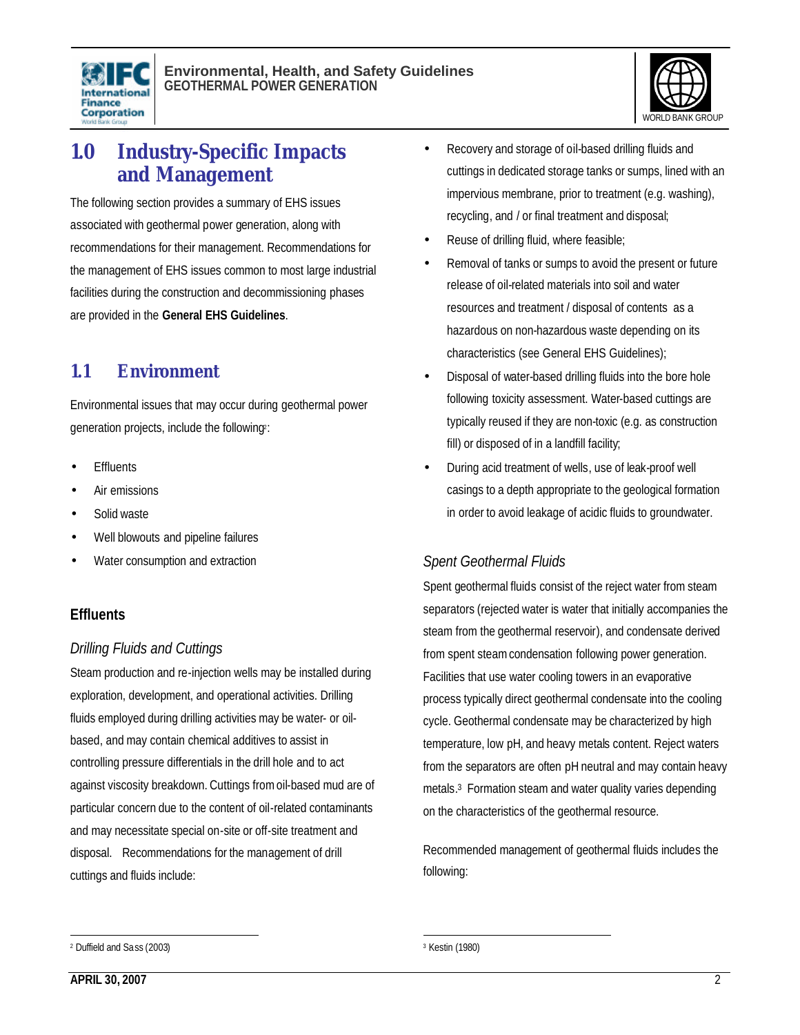# 1.0 Industry-Specific Impacts and Management

The following section provides a summary of EHS issues associated with geothermal power generation, along with recommendations for their management. Recommendations for the management of EHS issues common to most large industrial facilities during the construction and decommissioning phases are provided in the **General EHS Guidelines**.

## 1.1 Environment

Environmental issues that may occur during geothermal power generation projects, include the following[2]:

- Effluents
- Air emissions
- Solid waste
- Well blowouts and pipeline failures
- Water consumption and extraction

### Effluents

#### *Drilling Fluids and Cuttings*

Steam production and re-injection wells may be installed during exploration, development, and operational activities. Drilling fluids employed during drilling activities may be water- or oil-based, and may contain chemical additives to assist in controlling pressure differentials in the drill hole and to act against viscosity breakdown. Cuttings from oil-based mud are of particular concern due to the content of oil-related contaminants and may necessitate special on-site or off-site treatment and disposal. Recommendations for the management of drill cuttings and fluids include:

- Recovery and storage of oil-based drilling fluids and cuttings in dedicated storage tanks or sumps, lined with an impervious membrane, prior to treatment (e.g. washing), recycling, and / or final treatment and disposal;
- Reuse of drilling fluid, where feasible;
- Removal of tanks or sumps to avoid the present or future release of oil-related materials into soil and water resources and treatment / disposal of contents as a hazardous on non-hazardous waste depending on its characteristics (see General EHS Guidelines);
- Disposal of water-based drilling fluids into the bore hole following toxicity assessment. Water-based cuttings are typically reused if they are non-toxic (e.g. as construction fill) or disposed of in a landfill facility;
- During acid treatment of wells, use of leak-proof well casings to a depth appropriate to the geological formation in order to avoid leakage of acidic fluids to groundwater.

#### *Spent Geothermal Fluids*

Spent geothermal fluids consist of the reject water from steam separators (rejected water is water that initially accompanies the steam from the geothermal reservoir), and condensate derived from spent steam condensation following power generation. Facilities that use water cooling towers in an evaporative process typically direct geothermal condensate into the cooling cycle. Geothermal condensate may be characterized by high temperature, low pH, and heavy metals content. Reject waters from the separators are often pH neutral and may contain heavy metals.[3] Formation steam and water quality varies depending on the characteristics of the geothermal resource.

Recommended management of geothermal fluids includes the following:

---

[2] Duffield and Sass (2003)

[3] Kestin (1980)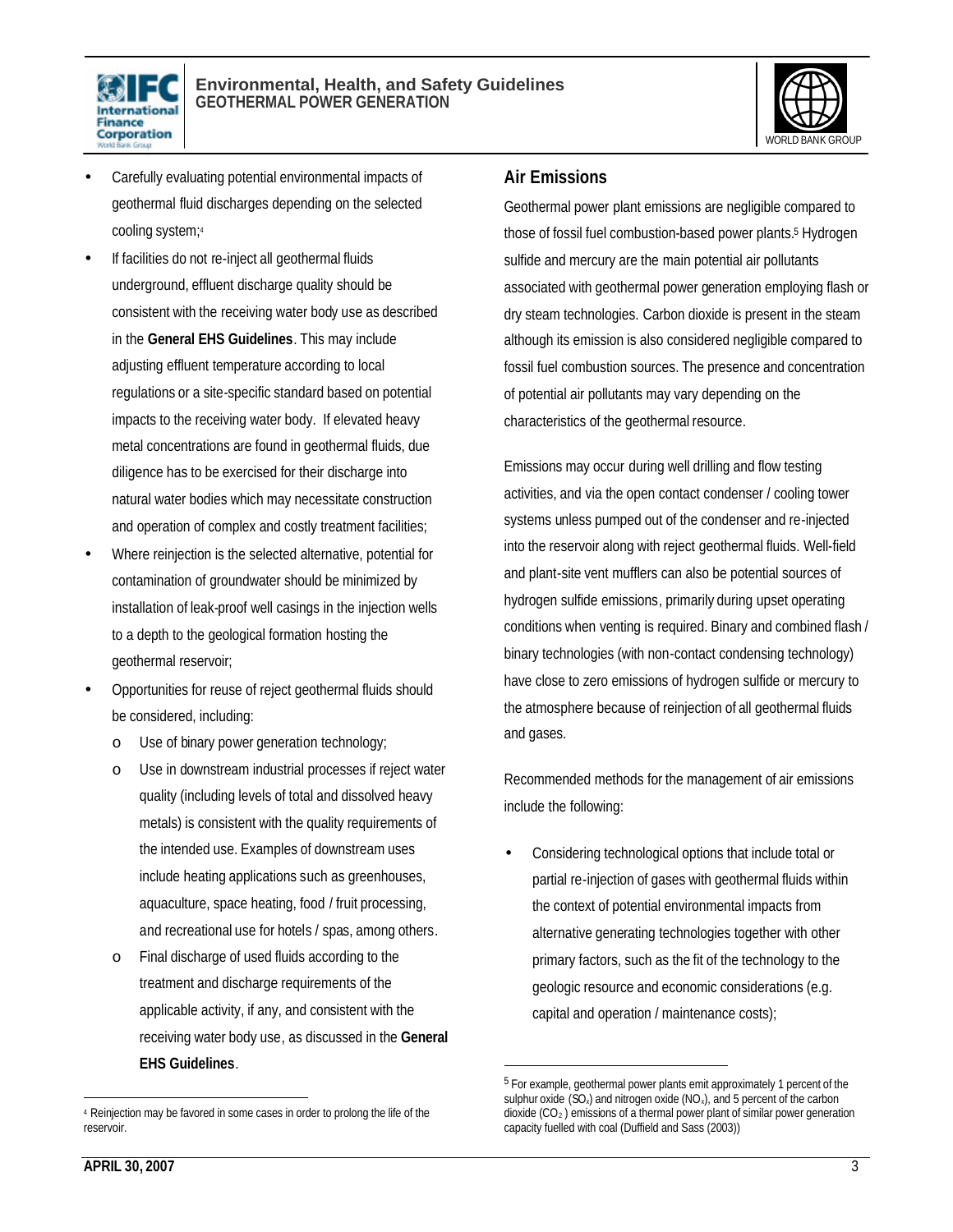- Carefully evaluating potential environmental impacts of geothermal fluid discharges depending on the selected cooling system;[4]
- If facilities do not re-inject all geothermal fluids underground, effluent discharge quality should be consistent with the receiving water body use as described in the **General EHS Guidelines**. This may include adjusting effluent temperature according to local regulations or a site-specific standard based on potential impacts to the receiving water body. If elevated heavy metal concentrations are found in geothermal fluids, due diligence has to be exercised for their discharge into natural water bodies which may necessitate construction and operation of complex and costly treatment facilities;
- Where reinjection is the selected alternative, potential for contamination of groundwater should be minimized by installation of leak-proof well casings in the injection wells to a depth to the geological formation hosting the geothermal reservoir;
- Opportunities for reuse of reject geothermal fluids should be considered, including:
    - Use of binary power generation technology;
    - Use in downstream industrial processes if reject water quality (including levels of total and dissolved heavy metals) is consistent with the quality requirements of the intended use. Examples of downstream uses include heating applications such as greenhouses, aquaculture, space heating, food / fruit processing, and recreational use for hotels / spas, among others.
    - Final discharge of used fluids according to the treatment and discharge requirements of the applicable activity, if any, and consistent with the receiving water body use, as discussed in the **General EHS Guidelines**.

[4] Reinjection may be favored in some cases in order to prolong the life of the reservoir.

## Air Emissions

Geothermal power plant emissions are negligible compared to those of fossil fuel combustion-based power plants.[5] Hydrogen sulfide and mercury are the main potential air pollutants associated with geothermal power generation employing flash or dry steam technologies. Carbon dioxide is present in the steam although its emission is also considered negligible compared to fossil fuel combustion sources. The presence and concentration of potential air pollutants may vary depending on the characteristics of the geothermal resource.

Emissions may occur during well drilling and flow testing activities, and via the open contact condenser / cooling tower systems unless pumped out of the condenser and re-injected into the reservoir along with reject geothermal fluids. Well-field and plant-site vent mufflers can also be potential sources of hydrogen sulfide emissions, primarily during upset operating conditions when venting is required. Binary and combined flash / binary technologies (with non-contact condensing technology) have close to zero emissions of hydrogen sulfide or mercury to the atmosphere because of reinjection of all geothermal fluids and gases.

Recommended methods for the management of air emissions include the following:

- Considering technological options that include total or partial re-injection of gases with geothermal fluids within the context of potential environmental impacts from alternative generating technologies together with other primary factors, such as the fit of the technology to the geologic resource and economic considerations (e.g. capital and operation / maintenance costs);

[5] For example, geothermal power plants emit approximately 1 percent of the sulphur oxide ($SO_x$) and nitrogen oxide ($NO_x$), and 5 percent of the carbon dioxide ($CO_2$) emissions of a thermal power plant of similar power generation capacity fuelled with coal (Duffield and Sass (2003))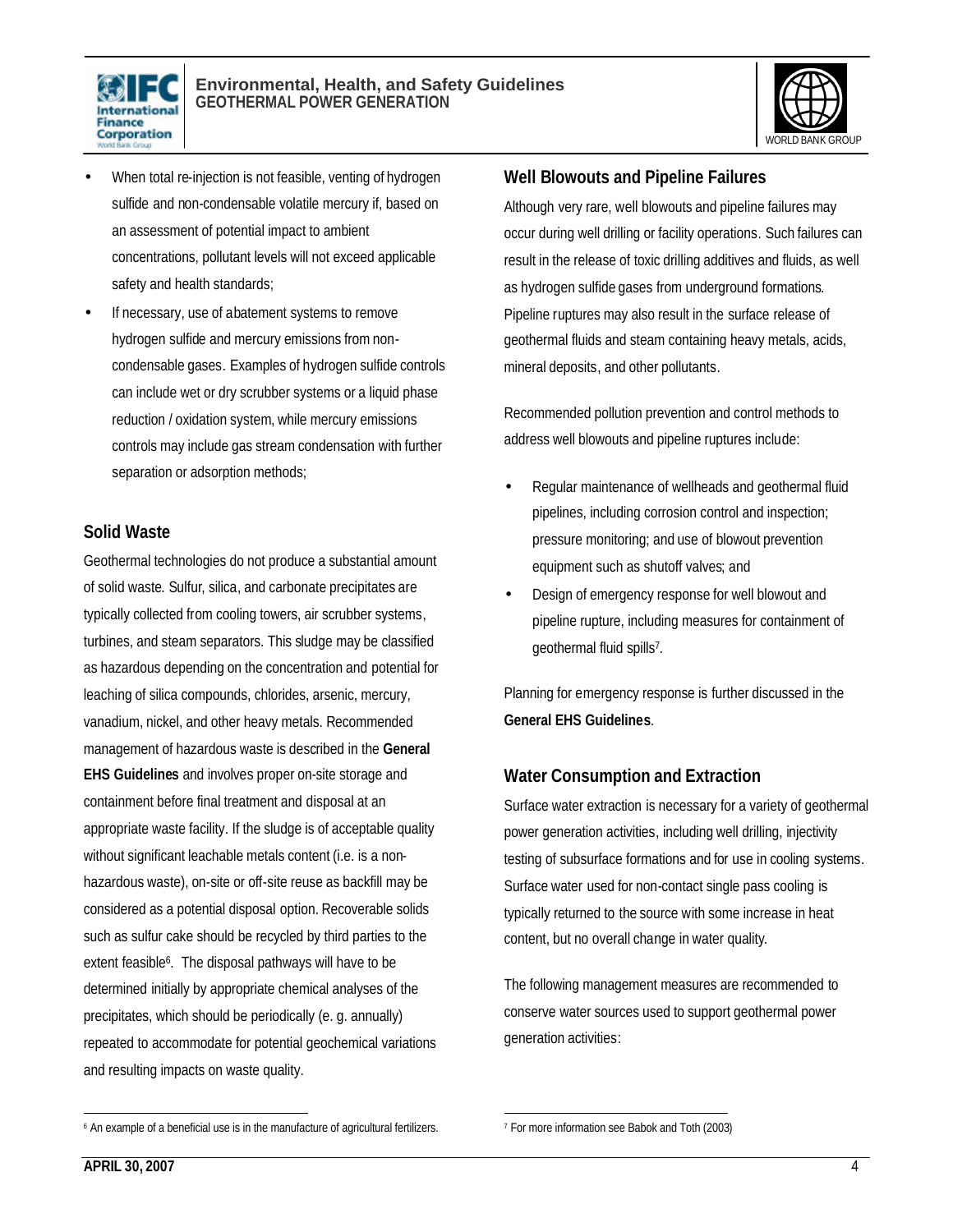- When total re-injection is not feasible, venting of hydrogen sulfide and non-condensable volatile mercury if, based on an assessment of potential impact to ambient concentrations, pollutant levels will not exceed applicable safety and health standards;
- If necessary, use of abatement systems to remove hydrogen sulfide and mercury emissions from non-condensable gases. Examples of hydrogen sulfide controls can include wet or dry scrubber systems or a liquid phase reduction / oxidation system, while mercury emissions controls may include gas stream condensation with further separation or adsorption methods;

## Solid Waste

Geothermal technologies do not produce a substantial amount of solid waste. Sulfur, silica, and carbonate precipitates are typically collected from cooling towers, air scrubber systems, turbines, and steam separators. This sludge may be classified as hazardous depending on the concentration and potential for leaching of silica compounds, chlorides, arsenic, mercury, vanadium, nickel, and other heavy metals. Recommended management of hazardous waste is described in the **General EHS Guidelines** and involves proper on-site storage and containment before final treatment and disposal at an appropriate waste facility. If the sludge is of acceptable quality without significant leachable metals content (i.e. is a non-hazardous waste), on-site or off-site reuse as backfill may be considered as a potential disposal option. Recoverable solids such as sulfur cake should be recycled by third parties to the extent feasible[6]. The disposal pathways will have to be determined initially by appropriate chemical analyses of the precipitates, which should be periodically (e. g. annually) repeated to accommodate for potential geochemical variations and resulting impacts on waste quality.

## Well Blowouts and Pipeline Failures

Although very rare, well blowouts and pipeline failures may occur during well drilling or facility operations. Such failures can result in the release of toxic drilling additives and fluids, as well as hydrogen sulfide gases from underground formations. Pipeline ruptures may also result in the surface release of geothermal fluids and steam containing heavy metals, acids, mineral deposits, and other pollutants.

Recommended pollution prevention and control methods to address well blowouts and pipeline ruptures include:

- Regular maintenance of wellheads and geothermal fluid pipelines, including corrosion control and inspection; pressure monitoring; and use of blowout prevention equipment such as shutoff valves; and
- Design of emergency response for well blowout and pipeline rupture, including measures for containment of geothermal fluid spills[7].

Planning for emergency response is further discussed in the **General EHS Guidelines**.

## Water Consumption and Extraction

Surface water extraction is necessary for a variety of geothermal power generation activities, including well drilling, injectivity testing of subsurface formations and for use in cooling systems. Surface water used for non-contact single pass cooling is typically returned to the source with some increase in heat content, but no overall change in water quality.

The following management measures are recommended to conserve water sources used to support geothermal power generation activities:

---

[6] An example of a beneficial use is in the manufacture of agricultural fertilizers.

[7] For more information see Babok and Toth (2003)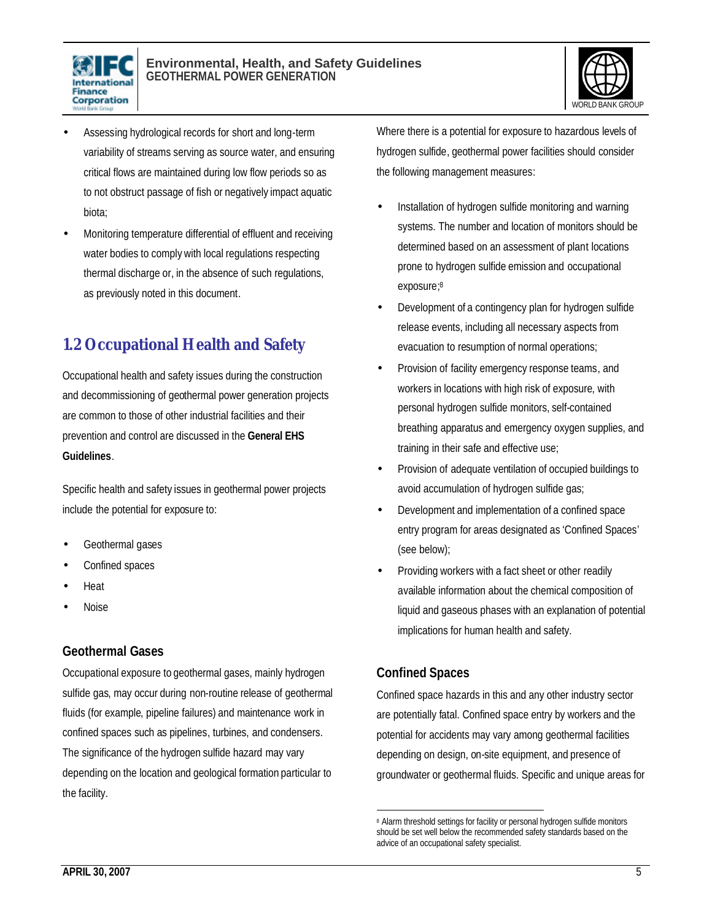- Assessing hydrological records for short and long-term variability of streams serving as source water, and ensuring critical flows are maintained during low flow periods so as to not obstruct passage of fish or negatively impact aquatic biota;
- Monitoring temperature differential of effluent and receiving water bodies to comply with local regulations respecting thermal discharge or, in the absence of such regulations, as previously noted in this document.

## 1.2 Occupational Health and Safety

Occupational health and safety issues during the construction and decommissioning of geothermal power generation projects are common to those of other industrial facilities and their prevention and control are discussed in the **General EHS Guidelines**.

Specific health and safety issues in geothermal power projects include the potential for exposure to:

- Geothermal gases
- Confined spaces
- Heat
- Noise

### Geothermal Gases

Occupational exposure to geothermal gases, mainly hydrogen sulfide gas, may occur during non-routine release of geothermal fluids (for example, pipeline failures) and maintenance work in confined spaces such as pipelines, turbines, and condensers. The significance of the hydrogen sulfide hazard may vary depending on the location and geological formation particular to the facility.

Where there is a potential for exposure to hazardous levels of hydrogen sulfide, geothermal power facilities should consider the following management measures:

- Installation of hydrogen sulfide monitoring and warning systems. The number and location of monitors should be determined based on an assessment of plant locations prone to hydrogen sulfide emission and occupational exposure;[8]
- Development of a contingency plan for hydrogen sulfide release events, including all necessary aspects from evacuation to resumption of normal operations;
- Provision of facility emergency response teams, and workers in locations with high risk of exposure, with personal hydrogen sulfide monitors, self-contained breathing apparatus and emergency oxygen supplies, and training in their safe and effective use;
- Provision of adequate ventilation of occupied buildings to avoid accumulation of hydrogen sulfide gas;
- Development and implementation of a confined space entry program for areas designated as 'Confined Spaces' (see below);
- Providing workers with a fact sheet or other readily available information about the chemical composition of liquid and gaseous phases with an explanation of potential implications for human health and safety.

### Confined Spaces

Confined space hazards in this and any other industry sector are potentially fatal. Confined space entry by workers and the potential for accidents may vary among geothermal facilities depending on design, on-site equipment, and presence of groundwater or geothermal fluids. Specific and unique areas for

---

[8] Alarm threshold settings for facility or personal hydrogen sulfide monitors should be set well below the recommended safety standards based on the advice of an occupational safety specialist.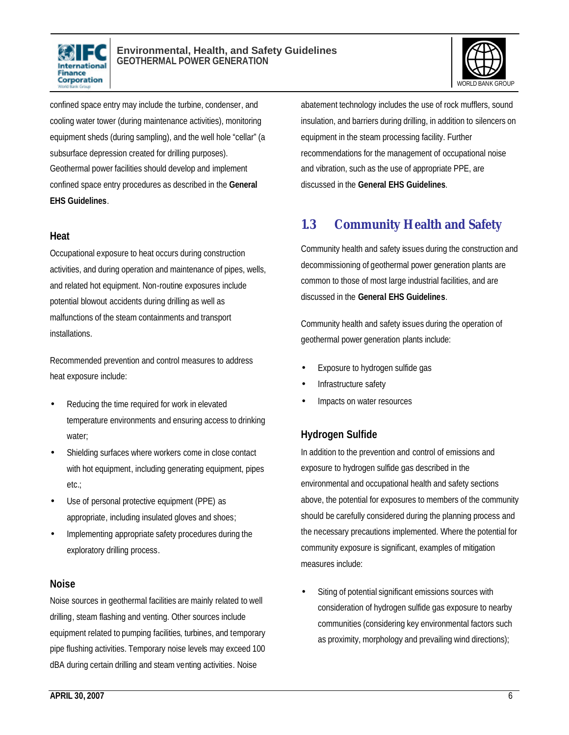confined space entry may include the turbine, condenser, and cooling water tower (during maintenance activities), monitoring equipment sheds (during sampling), and the well hole "cellar" (a subsurface depression created for drilling purposes). Geothermal power facilities should develop and implement confined space entry procedures as described in the **General EHS Guidelines**.

### Heat

Occupational exposure to heat occurs during construction activities, and during operation and maintenance of pipes, wells, and related hot equipment. Non-routine exposures include potential blowout accidents during drilling as well as malfunctions of the steam containments and transport installations.

Recommended prevention and control measures to address heat exposure include:

- Reducing the time required for work in elevated temperature environments and ensuring access to drinking water;
- Shielding surfaces where workers come in close contact with hot equipment, including generating equipment, pipes etc.;
- Use of personal protective equipment (PPE) as appropriate, including insulated gloves and shoes;
- Implementing appropriate safety procedures during the exploratory drilling process.

### Noise

Noise sources in geothermal facilities are mainly related to well drilling, steam flashing and venting. Other sources include equipment related to pumping facilities, turbines, and temporary pipe flushing activities. Temporary noise levels may exceed 100 dBA during certain drilling and steam venting activities. Noise abatement technology includes the use of rock mufflers, sound insulation, and barriers during drilling, in addition to silencers on equipment in the steam processing facility. Further recommendations for the management of occupational noise and vibration, such as the use of appropriate PPE, are discussed in the **General EHS Guidelines**.

## 1.3 Community Health and Safety

Community health and safety issues during the construction and decommissioning of geothermal power generation plants are common to those of most large industrial facilities, and are discussed in the **General EHS Guidelines**.

Community health and safety issues during the operation of geothermal power generation plants include:

- Exposure to hydrogen sulfide gas
- Infrastructure safety
- Impacts on water resources

### Hydrogen Sulfide

In addition to the prevention and control of emissions and exposure to hydrogen sulfide gas described in the environmental and occupational health and safety sections above, the potential for exposures to members of the community should be carefully considered during the planning process and the necessary precautions implemented. Where the potential for community exposure is significant, examples of mitigation measures include:

- Siting of potential significant emissions sources with consideration of hydrogen sulfide gas exposure to nearby communities (considering key environmental factors such as proximity, morphology and prevailing wind directions);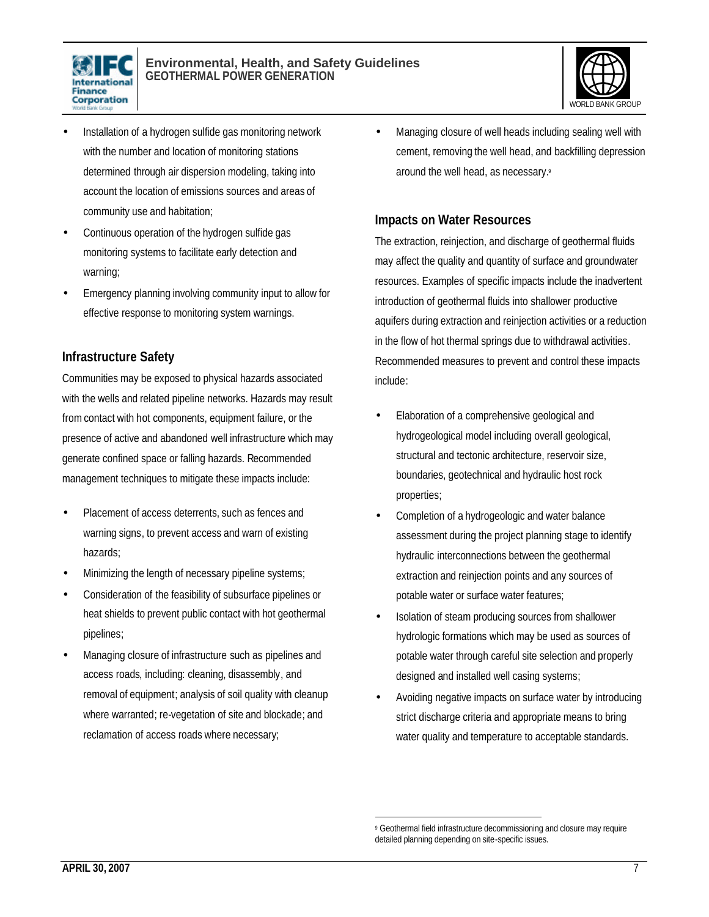- Installation of a hydrogen sulfide gas monitoring network with the number and location of monitoring stations determined through air dispersion modeling, taking into account the location of emissions sources and areas of community use and habitation;
- Continuous operation of the hydrogen sulfide gas monitoring systems to facilitate early detection and warning;
- Emergency planning involving community input to allow for effective response to monitoring system warnings.

### Infrastructure Safety

Communities may be exposed to physical hazards associated with the wells and related pipeline networks. Hazards may result from contact with hot components, equipment failure, or the presence of active and abandoned well infrastructure which may generate confined space or falling hazards. Recommended management techniques to mitigate these impacts include:

- Placement of access deterrents, such as fences and warning signs, to prevent access and warn of existing hazards;
- Minimizing the length of necessary pipeline systems;
- Consideration of the feasibility of subsurface pipelines or heat shields to prevent public contact with hot geothermal pipelines;
- Managing closure of infrastructure such as pipelines and access roads, including: cleaning, disassembly, and removal of equipment; analysis of soil quality with cleanup where warranted; re-vegetation of site and blockade; and reclamation of access roads where necessary;
- Managing closure of well heads including sealing well with cement, removing the well head, and backfilling depression around the well head, as necessary.[9]

### Impacts on Water Resources

The extraction, reinjection, and discharge of geothermal fluids may affect the quality and quantity of surface and groundwater resources. Examples of specific impacts include the inadvertent introduction of geothermal fluids into shallower productive aquifers during extraction and reinjection activities or a reduction in the flow of hot thermal springs due to withdrawal activities. Recommended measures to prevent and control these impacts include:

- Elaboration of a comprehensive geological and hydrogeological model including overall geological, structural and tectonic architecture, reservoir size, boundaries, geotechnical and hydraulic host rock properties;
- Completion of a hydrogeologic and water balance assessment during the project planning stage to identify hydraulic interconnections between the geothermal extraction and reinjection points and any sources of potable water or surface water features;
- Isolation of steam producing sources from shallower hydrologic formations which may be used as sources of potable water through careful site selection and properly designed and installed well casing systems;
- Avoiding negative impacts on surface water by introducing strict discharge criteria and appropriate means to bring water quality and temperature to acceptable standards.

[9] Geothermal field infrastructure decommissioning and closure may require detailed planning depending on site-specific issues.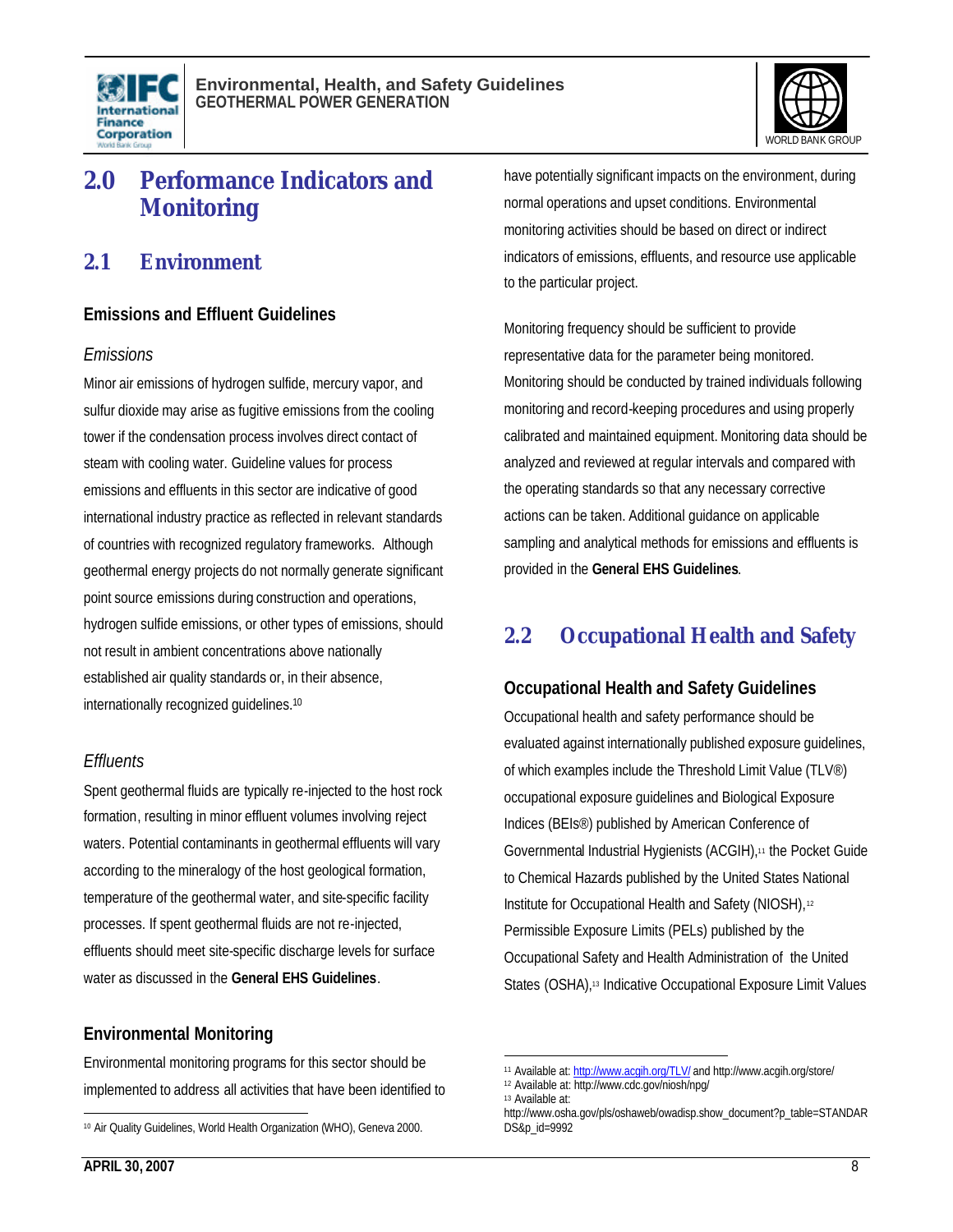# 2.0 Performance Indicators and Monitoring

## 2.1 Environment

### Emissions and Effluent Guidelines

#### *Emissions*

Minor air emissions of hydrogen sulfide, mercury vapor, and sulfur dioxide may arise as fugitive emissions from the cooling tower if the condensation process involves direct contact of steam with cooling water. Guideline values for process emissions and effluents in this sector are indicative of good international industry practice as reflected in relevant standards of countries with recognized regulatory frameworks. Although geothermal energy projects do not normally generate significant point source emissions during construction and operations, hydrogen sulfide emissions, or other types of emissions, should not result in ambient concentrations above nationally established air quality standards or, in their absence, internationally recognized guidelines.[10]

#### *Effluents*

Spent geothermal fluids are typically re-injected to the host rock formation, resulting in minor effluent volumes involving reject waters. Potential contaminants in geothermal effluents will vary according to the mineralogy of the host geological formation, temperature of the geothermal water, and site-specific facility processes. If spent geothermal fluids are not re-injected, effluents should meet site-specific discharge levels for surface water as discussed in the **General EHS Guidelines**.

### Environmental Monitoring

Environmental monitoring programs for this sector should be implemented to address all activities that have been identified to have potentially significant impacts on the environment, during normal operations and upset conditions. Environmental monitoring activities should be based on direct or indirect indicators of emissions, effluents, and resource use applicable to the particular project.

Monitoring frequency should be sufficient to provide representative data for the parameter being monitored. Monitoring should be conducted by trained individuals following monitoring and record-keeping procedures and using properly calibrated and maintained equipment. Monitoring data should be analyzed and reviewed at regular intervals and compared with the operating standards so that any necessary corrective actions can be taken. Additional guidance on applicable sampling and analytical methods for emissions and effluents is provided in the **General EHS Guidelines**.

## 2.2 Occupational Health and Safety

### Occupational Health and Safety Guidelines

Occupational health and safety performance should be evaluated against internationally published exposure guidelines, of which examples include the Threshold Limit Value (TLV®) occupational exposure guidelines and Biological Exposure Indices (BEIs®) published by American Conference of Governmental Industrial Hygienists (ACGIH),[11] the Pocket Guide to Chemical Hazards published by the United States National Institute for Occupational Health and Safety (NIOSH),[12] Permissible Exposure Limits (PELs) published by the Occupational Safety and Health Administration of the United States (OSHA),[13] Indicative Occupational Exposure Limit Values

---

[10] Air Quality Guidelines, World Health Organization (WHO), Geneva 2000.

[11] Available at: http://www.acgih.org/TLV/ and http://www.acgih.org/store/

[12] Available at: http://www.cdc.gov/niosh/npg/

[13] Available at: http://www.osha.gov/pls/oshaweb/owadisp.show_document?p_table=STANDARDS&p_id=9992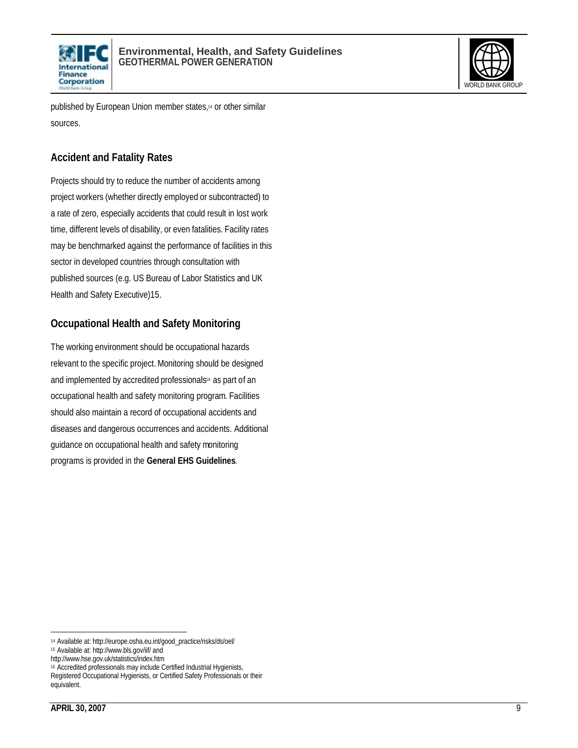published by European Union member states,[14] or other similar sources.

## Accident and Fatality Rates

Projects should try to reduce the number of accidents among project workers (whether directly employed or subcontracted) to a rate of zero, especially accidents that could result in lost work time, different levels of disability, or even fatalities. Facility rates may be benchmarked against the performance of facilities in this sector in developed countries through consultation with published sources (e.g. US Bureau of Labor Statistics and UK Health and Safety Executive)15.

## Occupational Health and Safety Monitoring

The working environment should be occupational hazards relevant to the specific project. Monitoring should be designed and implemented by accredited professionals[16] as part of an occupational health and safety monitoring program. Facilities should also maintain a record of occupational accidents and diseases and dangerous occurrences and accidents. Additional guidance on occupational health and safety monitoring programs is provided in the **General EHS Guidelines**.

---

[14] Available at: http://europe.osha.eu.int/good_practice/risks/ds/oel/

[15] Available at: http://www.bls.gov/iif/ and http://www.hse.gov.uk/statistics/index.htm

[16] Accredited professionals may include Certified Industrial Hygienists, Registered Occupational Hygienists, or Certified Safety Professionals or their equivalent.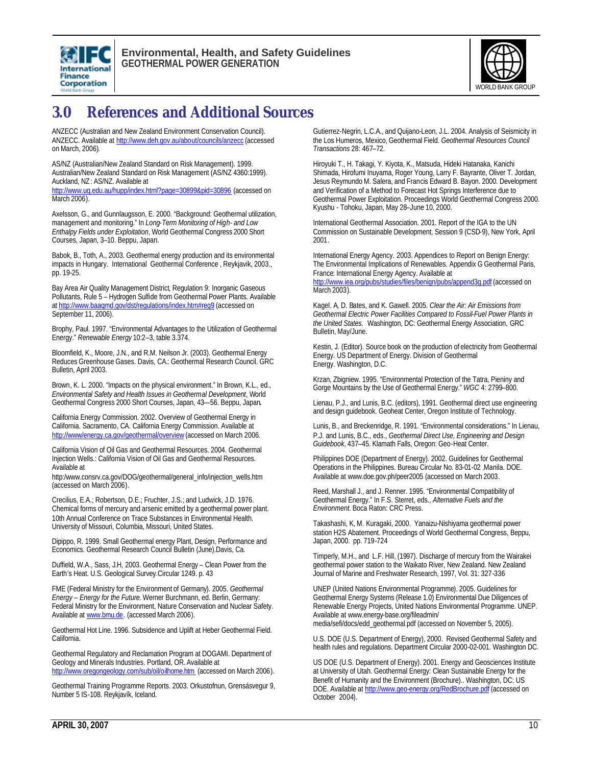# 3.0 References and Additional Sources

ANZECC (Australian and New Zealand Environment Conservation Council). ANZECC. Available at http://www.deh.gov.au/about/councils/anzecc (accessed on March, 2006).

AS/NZ (Australian/New Zealand Standard on Risk Management). 1999. Australian/New Zealand Standard on Risk Management (AS/NZ 4360:1999). Auckland, NZ : AS/NZ. Available at http://www.uq.edu.au/hupp/index.html?page=30899&pid=30896 (accessed on March 2006).

Axelsson, G., and Gunnlaugsson, E. 2000. "Background: Geothermal utilization, management and monitoring." In *Long-Term Monitoring of High- and Low Enthalpy Fields under Exploitation*, World Geothermal Congress 2000 Short Courses, Japan, 3–10. Beppu, Japan.

Babok, B., Toth, A., 2003. Geothermal energy production and its environmental impacts in Hungary. International Geothermal Conference , Reykjavik, 2003., pp. 19-25.

Bay Area Air Quality Management District, Regulation 9: Inorganic Gaseous Pollutants, Rule 5 – Hydrogen Sulfide from Geothermal Power Plants. Available at http://www.baaqmd.gov/dst/regulations/index.htm#reg9 (accessed on September 11, 2006).

Brophy, Paul. 1997. "Environmental Advantages to the Utilization of Geothermal Energy." *Renewable Energy* 10:2–3, table 3.374.

Bloomfield, K., Moore, J.N., and R.M. Neilson Jr. (2003). Geothermal Energy Reduces Greenhouse Gases. Davis, CA.: Geothermal Research Council. GRC Bulletin, April 2003.

Brown, K. L. 2000. "Impacts on the physical environment." In Brown, K.L., ed., *Environmental Safety and Health Issues in Geothermal Development*, World Geothermal Congress 2000 Short Courses, Japan, 43—56. Beppu, Japan**.**

California Energy Commission. 2002. Overview of Geothermal Energy in California. Sacramento, CA. California Energy Commission. Available at http://www/energy.ca.gov/geothermal/overview (accessed on March 2006.

California Vision of Oil Gas and Geothermal Resources. 2004. Geothermal Injection Wells.: California Vision of Oil Gas and Geothermal Resources. Available at http:/www.consrv.ca.gov/DOG/geothermal/general_info/injection_wells.htm (accessed on March 2006).

Crecilius, E.A.; Robertson, D.E.; Fruchter, J.S.; and Ludwick, J.D. 1976. Chemical forms of mercury and arsenic emitted by a geothermal power plant. 10th Annual Conference on Trace Substances in Environmental Health. University of Missouri, Columbia, Missouri, United States.

Dipippo, R. 1999. Small Geothermal energy Plant, Design, Performance and Economics. Geothermal Research Council Bulletin (June).Davis, Ca.

Duffield, W.A., Sass, J.H, 2003. Geothermal Energy – Clean Power from the Earth's Heat. U.S. Geological Survey.Circular 1249. p. 43

FME (Federal Ministry for the Environment of Germany). 2005. *Geothermal Energy – Energy for the Future.* Werner Burchmann, ed. Berlin, Germany: Federal Ministry for the Environment, Nature Conservation and Nuclear Safety. Available at www.bmu.de. (accessed March 2006).

Geothermal Hot Line. 1996. Subsidence and Uplift at Heber Geothermal Field. California.

Geothermal Regulatory and Reclamation Program at DOGAMI. Department of Geology and Minerals Industries. Portland, OR. Available at http://www.oregongeology.com/sub/oil/oilhome.htm (accessed on March 2006).

Geothermal Training Programme Reports. 2003. Orkustofnun, Grensásvegur 9, Number 5 IS-108. Reykjavík, Iceland.

Gutierrez-Negrin, L.C.A., and Quijano-Leon, J.L. 2004. Analysis of Seismicity in the Los Humeros, Mexico, Geothermal Field. *Geothermal Resources Council Transactions* 28: 467–72.

Hiroyuki T., H. Takagi, Y. Kiyota, K., Matsuda, Hideki Hatanaka, Kanichi Shimada, Hirofumi Inuyama, Roger Young, Larry F. Bayrante, Oliver T. Jordan, Jesus Reymundo M. Salera, and Francis Edward B. Bayon. 2000. Development and Verification of a Method to Forecast Hot Springs Interference due to Geothermal Power Exploitation. Proceedings World Geothermal Congress 2000. Kyushu - Tohoku, Japan, May 28–June 10, 2000.

International Geothermal Association. 2001. Report of the IGA to the UN Commission on Sustainable Development, Session 9 (CSD-9), New York, April 2001.

International Energy Agency. 2003. Appendices to Report on Benign Energy: The Environmental Implications of Renewables. Appendix G Geothermal Paris, France: International Energy Agency. Available at http://www.iea.org/pubs/studies/files/benign/pubs/append3g.pdf (accessed on March 2003).

Kagel. A, D. Bates, and K. Gawell. 2005. *Clear the Air: Air Emissions from Geothermal Electric Power Facilities Compared to Fossil-Fuel Power Plants in the United States.* Washington, DC: Geothermal Energy Association, GRC Bulletin, May/June.

Kestin, J. (Editor). Source book on the production of electricity from Geothermal Energy. US Department of Energy. Division of Geothermal Energy. Washington, D.C.

Krzan, Zbigniew. 1995. "Environmental Protection of the Tatra, Pieniny and Gorge Mountains by the Use of Geothermal Energy." *WGC* 4: 2799–800.

Lienau, P.J., and Lunis, B.C. (editors), 1991. Geothermal direct use engineering and design guidebook. Geoheat Center, Oregon Institute of Technology.

Lunis, B., and Breckenridge, R. 1991. "Environmental considerations." In Lienau, P.J. and Lunis, B.C., eds., *Geothermal Direct Use, Engineering and Design Guidebook*, 437–45. Klamath Falls, Oregon: Geo-Heat Center.

Philippines DOE (Department of Energy). 2002. Guidelines for Geothermal Operations in the Philippines. Bureau Circular No. 83-01-02 .Manila. DOE. Available at www.doe.gov.ph/peer2005 (accessed on March 2003.

Reed, Marshall J., and J. Renner. 1995. "Environmental Compatibility of Geothermal Energy." In F.S. Sterret, eds., *Alternative Fuels and the Environment.* Boca Raton: CRC Press.

Takashashi, K, M. Kuragaki, 2000. Yanaizu-Nishiyama geothermal power station H2S Abatement. Proceedings of World Geothermal Congress, Beppu, Japan, 2000. pp. 719-724

Timperly, M.H., and L.F. Hill, (1997). Discharge of mercury from the Wairakei geothermal power station to the Waikato River, New Zealand. New Zealand Journal of Marine and Freshwater Research, 1997, Vol. 31: 327-336

UNEP (United Nations Environmental Programme). 2005. Guidelines for Geothermal Energy Systems (Release 1.0) Environmental Due Diligences of Renewable Energy Projects, United Nations Environmental Programme. UNEP. Available at www.energy-base.org/fileadmin/media/sefi/docs/edd_geothermal.pdf (accessed on November 5, 2005).

U.S. DOE (U.S. Department of Energy), 2000. Revised Geothermal Safety and health rules and regulations. Department Circular 2000-02-001. Washington DC.

US DOE (U.S. Department of Energy). 2001. Energy and Geosciences Institute at University of Utah. Geothermal Energy: Clean Sustainable Energy for the Benefit of Humanity and the Environment (Brochure).. Washington, DC: US DOE. Available at http://www.geo-energy.org/RedBrochure.pdf (accessed on October 2004).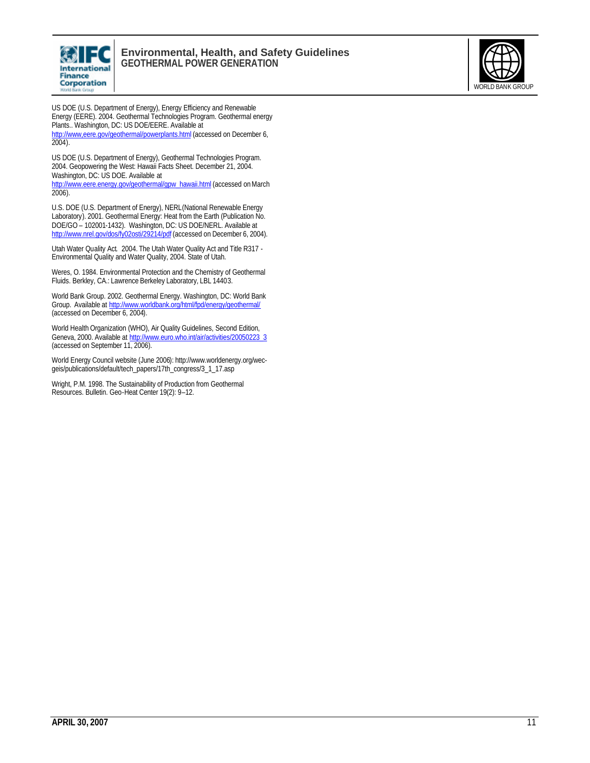US DOE (U.S. Department of Energy), Energy Efficiency and Renewable Energy (EERE). 2004. Geothermal Technologies Program. Geothermal energy Plants.. Washington, DC: US DOE/EERE. Available at http://www,eere.gov/geothermal/powerplants.html (accessed on December 6, 2004).

US DOE (U.S. Department of Energy), Geothermal Technologies Program. 2004. Geopowering the West: Hawaii Facts Sheet. December 21, 2004. Washington, DC: US DOE. Available at http://www.eere.energy.gov/geothermal/gpw_hawaii.html (accessed on March 2006).

U.S. DOE (U.S. Department of Energy), NERL (National Renewable Energy Laboratory). 2001. Geothermal Energy: Heat from the Earth (Publication No. DOE/GO – 102001-1432). Washington, DC: US DOE/NERL. Available at http://www.nrel.gov/dos/fy02osti/29214/pdf (accessed on December 6, 2004).

Utah Water Quality Act. 2004. The Utah Water Quality Act and Title R317 - Environmental Quality and Water Quality, 2004. State of Utah.

Weres, O. 1984. Environmental Protection and the Chemistry of Geothermal Fluids. Berkley, CA.: Lawrence Berkeley Laboratory, LBL 14403.

World Bank Group. 2002. Geothermal Energy. Washington, DC: World Bank Group. Available at http://www.worldbank.org/html/fpd/energy/geothermal/ (accessed on December 6, 2004).

World Health Organization (WHO), Air Quality Guidelines, Second Edition, Geneva, 2000. Available at http://www.euro.who.int/air/activities/20050223_3 (accessed on September 11, 2006).

World Energy Council website (June 2006): http://www.worldenergy.org/wec-geis/publications/default/tech_papers/17th_congress/3_1_17.asp

Wright, P.M. 1998. The Sustainability of Production from Geothermal Resources. Bulletin. Geo-Heat Center 19(2): 9–12.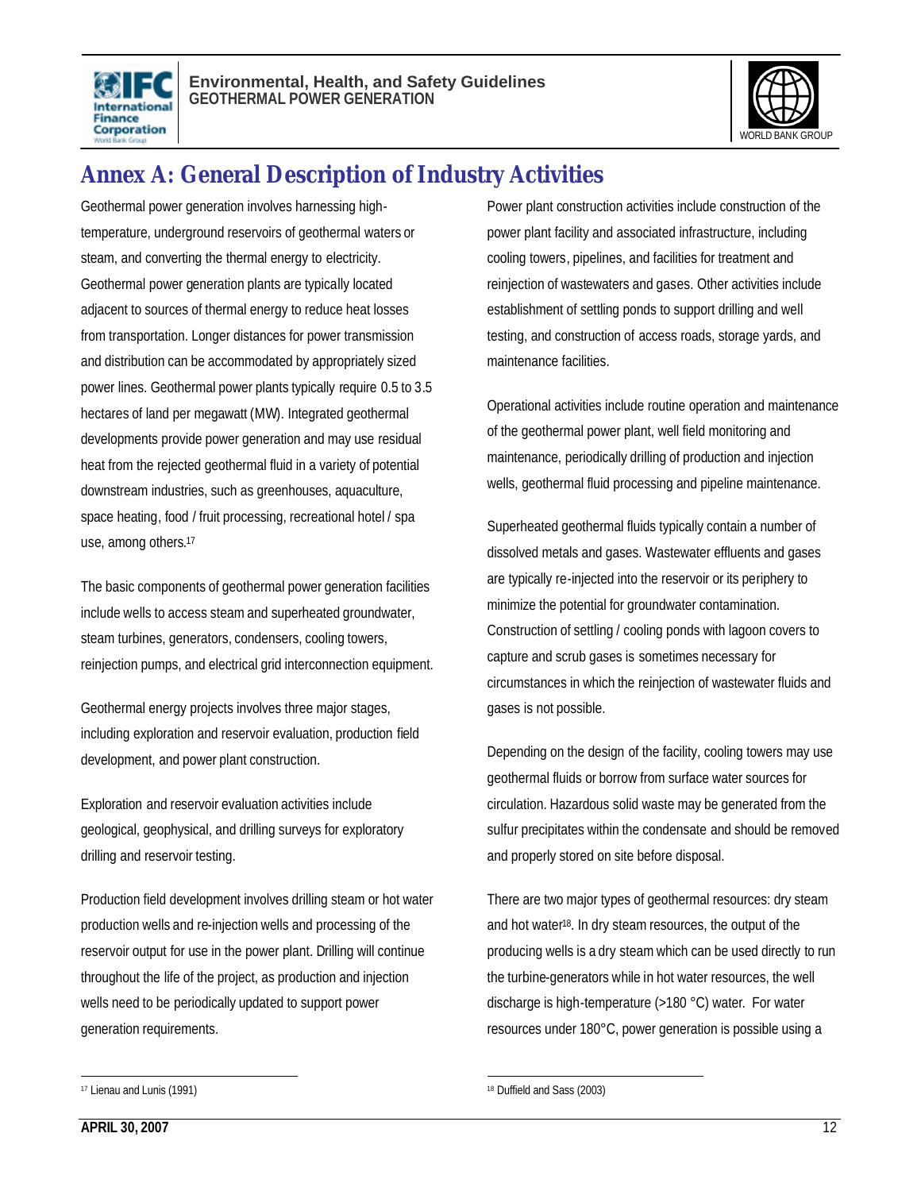# Annex A: General Description of Industry Activities

Geothermal power generation involves harnessing high-temperature, underground reservoirs of geothermal waters or steam, and converting the thermal energy to electricity. Geothermal power generation plants are typically located adjacent to sources of thermal energy to reduce heat losses from transportation. Longer distances for power transmission and distribution can be accommodated by appropriately sized power lines. Geothermal power plants typically require 0.5 to 3.5 hectares of land per megawatt (MW). Integrated geothermal developments provide power generation and may use residual heat from the rejected geothermal fluid in a variety of potential downstream industries, such as greenhouses, aquaculture, space heating, food / fruit processing, recreational hotel / spa use, among others.[17]

The basic components of geothermal power generation facilities include wells to access steam and superheated groundwater, steam turbines, generators, condensers, cooling towers, reinjection pumps, and electrical grid interconnection equipment.

Geothermal energy projects involves three major stages, including exploration and reservoir evaluation, production field development, and power plant construction.

Exploration and reservoir evaluation activities include geological, geophysical, and drilling surveys for exploratory drilling and reservoir testing.

Production field development involves drilling steam or hot water production wells and re-injection wells and processing of the reservoir output for use in the power plant. Drilling will continue throughout the life of the project, as production and injection wells need to be periodically updated to support power generation requirements.

Power plant construction activities include construction of the power plant facility and associated infrastructure, including cooling towers, pipelines, and facilities for treatment and reinjection of wastewaters and gases. Other activities include establishment of settling ponds to support drilling and well testing, and construction of access roads, storage yards, and maintenance facilities.

Operational activities include routine operation and maintenance of the geothermal power plant, well field monitoring and maintenance, periodically drilling of production and injection wells, geothermal fluid processing and pipeline maintenance.

Superheated geothermal fluids typically contain a number of dissolved metals and gases. Wastewater effluents and gases are typically re-injected into the reservoir or its periphery to minimize the potential for groundwater contamination. Construction of settling / cooling ponds with lagoon covers to capture and scrub gases is sometimes necessary for circumstances in which the reinjection of wastewater fluids and gases is not possible.

Depending on the design of the facility, cooling towers may use geothermal fluids or borrow from surface water sources for circulation. Hazardous solid waste may be generated from the sulfur precipitates within the condensate and should be removed and properly stored on site before disposal.

There are two major types of geothermal resources: dry steam and hot water[18]. In dry steam resources, the output of the producing wells is a dry steam which can be used directly to run the turbine-generators while in hot water resources, the well discharge is high-temperature (>180 °C) water. For water resources under 180°C, power generation is possible using a

---

[17] Lienau and Lunis (1991)

[18] Duffield and Sass (2003)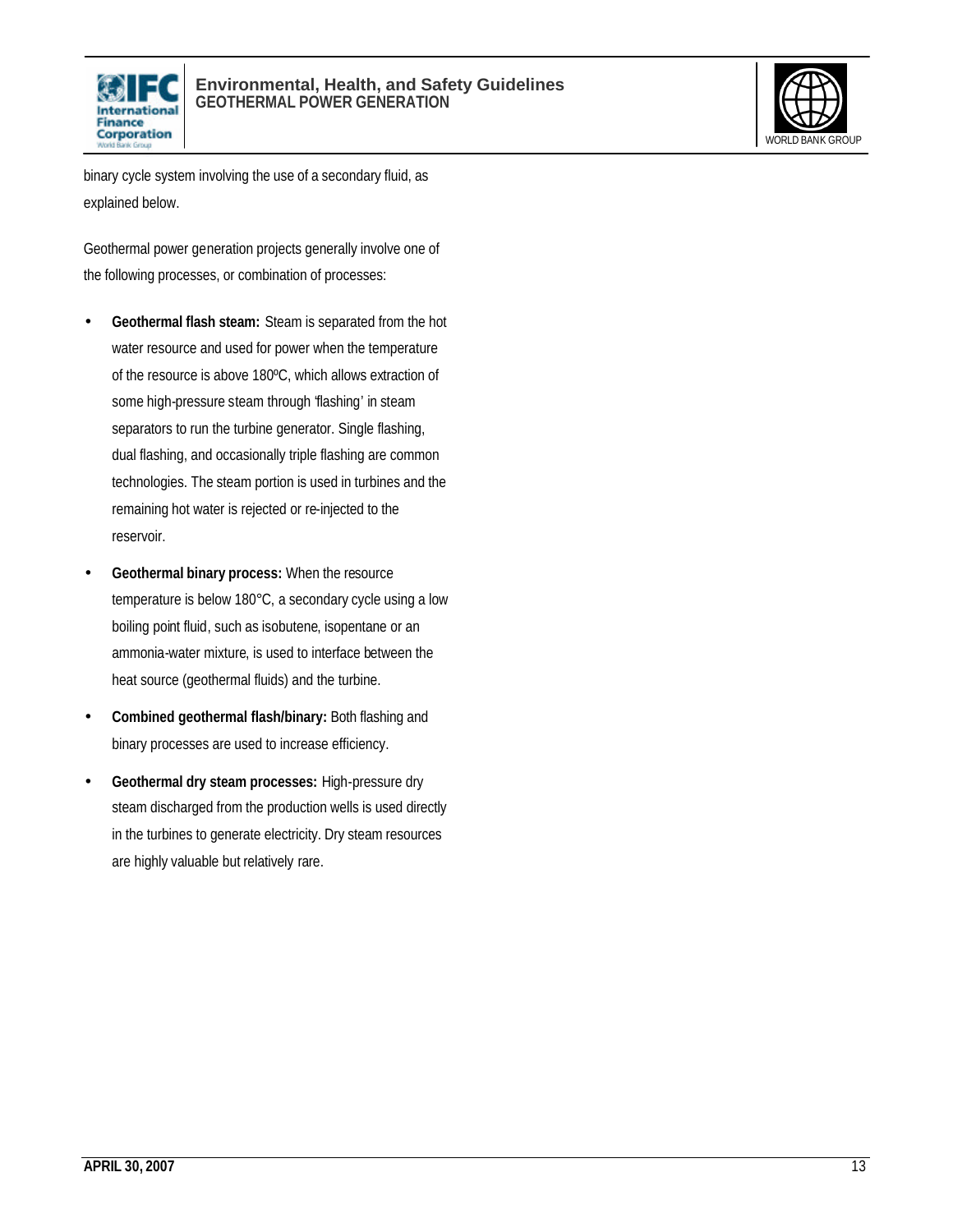binary cycle system involving the use of a secondary fluid, as explained below.

Geothermal power generation projects generally involve one of the following processes, or combination of processes:

- **Geothermal flash steam:** Steam is separated from the hot water resource and used for power when the temperature of the resource is above 180ºC, which allows extraction of some high-pressure steam through 'flashing' in steam separators to run the turbine generator. Single flashing, dual flashing, and occasionally triple flashing are common technologies. The steam portion is used in turbines and the remaining hot water is rejected or re-injected to the reservoir.
- **Geothermal binary process:** When the resource temperature is below 180°C, a secondary cycle using a low boiling point fluid, such as isobutene, isopentane or an ammonia-water mixture, is used to interface between the heat source (geothermal fluids) and the turbine.
- **Combined geothermal flash/binary:** Both flashing and binary processes are used to increase efficiency.
- **Geothermal dry steam processes:** High-pressure dry steam discharged from the production wells is used directly in the turbines to generate electricity. Dry steam resources are highly valuable but relatively rare.